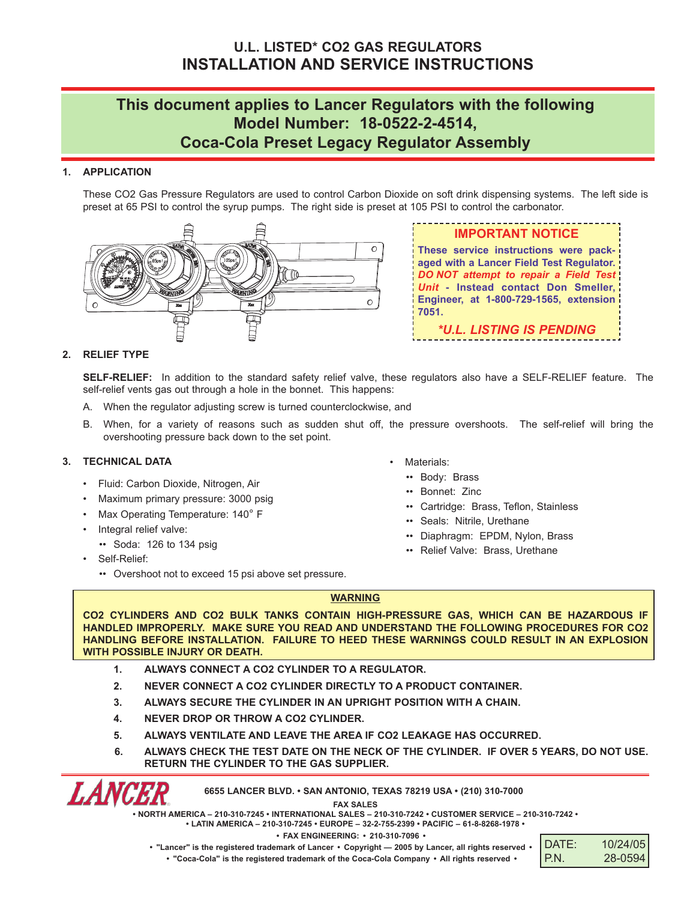# U.L. LISTED* CO2 GAS REGULATORS
# INSTALLATION AND SERVICE INSTRUCTIONS

## This document applies to Lancer Regulators with the following Model Number: 18-0522-2-4514, Coca-Cola Preset Legacy Regulator Assembly

### 1. APPLICATION

These CO2 Gas Pressure Regulators are used to control Carbon Dioxide on soft drink dispensing systems. The left side is preset at 65 PSI to control the syrup pumps. The right side is preset at 105 PSI to control the carbonator.

**IMPORTANT NOTICE**

**These service instructions were packaged with a Lancer Field Test Regulator. *DO NOT attempt to repair a Field Test Unit* - Instead contact Don Smeller, Engineer, at 1-800-729-1565, extension 7051.**

***U.L. LISTING IS PENDING***

### 2. RELIEF TYPE

**SELF-RELIEF:** In addition to the standard safety relief valve, these regulators also have a SELF-RELIEF feature. The self-relief vents gas out through a hole in the bonnet. This happens:

A. When the regulator adjusting screw is turned counterclockwise, and

B. When, for a variety of reasons such as sudden shut off, the pressure overshoots. The self-relief will bring the overshooting pressure back down to the set point.

### 3. TECHNICAL DATA

- Fluid: Carbon Dioxide, Nitrogen, Air
- Maximum primary pressure: 3000 psig
- Max Operating Temperature: 140° F
- Integral relief valve:
  - Soda: 126 to 134 psig
- Self-Relief:
  - Overshoot not to exceed 15 psi above set pressure.
- Materials:
  - Body: Brass
  - Bonnet: Zinc
  - Cartridge: Brass, Teflon, Stainless
  - Seals: Nitrile, Urethane
  - Diaphragm: EPDM, Nylon, Brass
  - Relief Valve: Brass, Urethane

**WARNING**

**CO2 CYLINDERS AND CO2 BULK TANKS CONTAIN HIGH-PRESSURE GAS, WHICH CAN BE HAZARDOUS IF HANDLED IMPROPERLY. MAKE SURE YOU READ AND UNDERSTAND THE FOLLOWING PROCEDURES FOR CO2 HANDLING BEFORE INSTALLATION. FAILURE TO HEED THESE WARNINGS COULD RESULT IN AN EXPLOSION WITH POSSIBLE INJURY OR DEATH.**

1. **ALWAYS CONNECT A CO2 CYLINDER TO A REGULATOR.**
2. **NEVER CONNECT A CO2 CYLINDER DIRECTLY TO A PRODUCT CONTAINER.**
3. **ALWAYS SECURE THE CYLINDER IN AN UPRIGHT POSITION WITH A CHAIN.**
4. **NEVER DROP OR THROW A CO2 CYLINDER.**
5. **ALWAYS VENTILATE AND LEAVE THE AREA IF CO2 LEAKAGE HAS OCCURRED.**
6. **ALWAYS CHECK THE TEST DATE ON THE NECK OF THE CYLINDER. IF OVER 5 YEARS, DO NOT USE. RETURN THE CYLINDER TO THE GAS SUPPLIER.**

**LANCER**

**6655 LANCER BLVD. • SAN ANTONIO, TEXAS 78219 USA • (210) 310-7000**

**FAX SALES**
**• NORTH AMERICA – 210-310-7245 • INTERNATIONAL SALES – 210-310-7242 • CUSTOMER SERVICE – 210-310-7242 •**
**• LATIN AMERICA – 210-310-7245 • EUROPE – 32-2-755-2399 • PACIFIC – 61-8-8268-1978 •**
**• FAX ENGINEERING: • 210-310-7096 •**
**• "Lancer" is the registered trademark of Lancer • Copyright — 2005 by Lancer, all rights reserved •**
**• "Coca-Cola" is the registered trademark of the Coca-Cola Company • All rights reserved •**

| DATE: | 10/24/05 |
|---|---|
| P.N. | 28-0594 |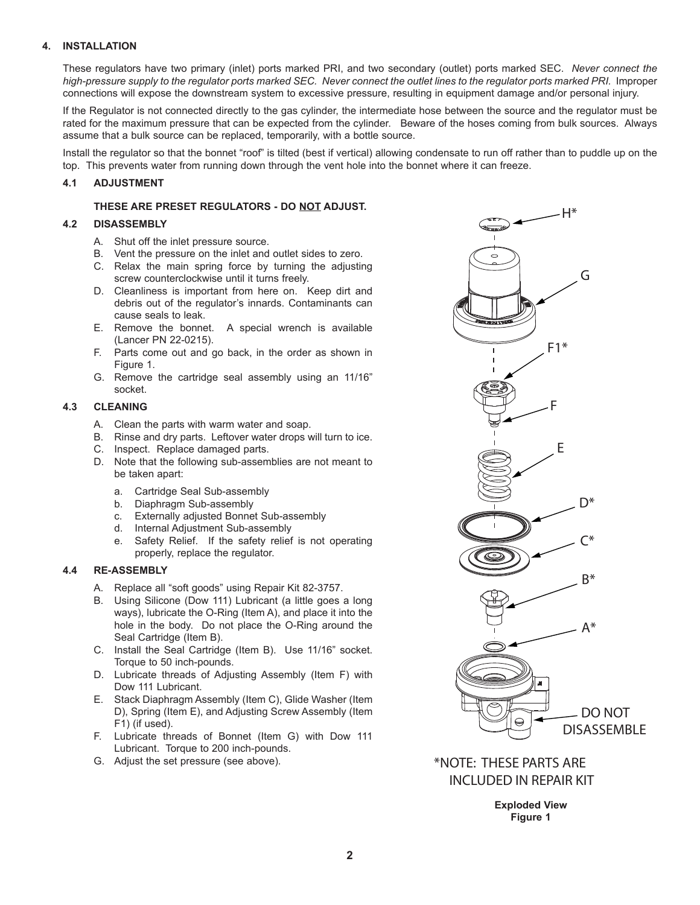## 4. INSTALLATION

These regulators have two primary (inlet) ports marked PRI, and two secondary (outlet) ports marked SEC. *Never connect the high-pressure supply to the regulator ports marked SEC. Never connect the outlet lines to the regulator ports marked PRI.* Improper connections will expose the downstream system to excessive pressure, resulting in equipment damage and/or personal injury.

If the Regulator is not connected directly to the gas cylinder, the intermediate hose between the source and the regulator must be rated for the maximum pressure that can be expected from the cylinder. Beware of the hoses coming from bulk sources. Always assume that a bulk source can be replaced, temporarily, with a bottle source.

Install the regulator so that the bonnet "roof" is tilted (best if vertical) allowing condensate to run off rather than to puddle up on the top. This prevents water from running down through the vent hole into the bonnet where it can freeze.

### 4.1 ADJUSTMENT

**THESE ARE PRESET REGULATORS - DO NOT ADJUST.**

### 4.2 DISASSEMBLY

A. Shut off the inlet pressure source.
B. Vent the pressure on the inlet and outlet sides to zero.
C. Relax the main spring force by turning the adjusting screw counterclockwise until it turns freely.
D. Cleanliness is important from here on. Keep dirt and debris out of the regulator's innards. Contaminants can cause seals to leak.
E. Remove the bonnet. A special wrench is available (Lancer PN 22-0215).
F. Parts come out and go back, in the order as shown in Figure 1.
G. Remove the cartridge seal assembly using an 11/16" socket.

### 4.3 CLEANING

A. Clean the parts with warm water and soap.
B. Rinse and dry parts. Leftover water drops will turn to ice.
C. Inspect. Replace damaged parts.
D. Note that the following sub-assemblies are not meant to be taken apart:
   a. Cartridge Seal Sub-assembly
   b. Diaphragm Sub-assembly
   c. Externally adjusted Bonnet Sub-assembly
   d. Internal Adjustment Sub-assembly
   e. Safety Relief. If the safety relief is not operating properly, replace the regulator.

### 4.4 RE-ASSEMBLY

A. Replace all "soft goods" using Repair Kit 82-3757.
B. Using Silicone (Dow 111) Lubricant (a little goes a long ways), lubricate the O-Ring (Item A), and place it into the hole in the body. Do not place the O-Ring around the Seal Cartridge (Item B).
C. Install the Seal Cartridge (Item B). Use 11/16" socket. Torque to 50 inch-pounds.
D. Lubricate threads of Adjusting Assembly (Item F) with Dow 111 Lubricant.
E. Stack Diaphragm Assembly (Item C), Glide Washer (Item D), Spring (Item E), and Adjusting Screw Assembly (Item F1) (if used).
F. Lubricate threads of Bonnet (Item G) with Dow 111 Lubricant. Torque to 200 inch-pounds.
G. Adjust the set pressure (see above).

H*

G

F1*

F

E

D*

C*

B*

A*

DO NOT DISASSEMBLE

*NOTE: THESE PARTS ARE INCLUDED IN REPAIR KIT

**Exploded View**
**Figure 1**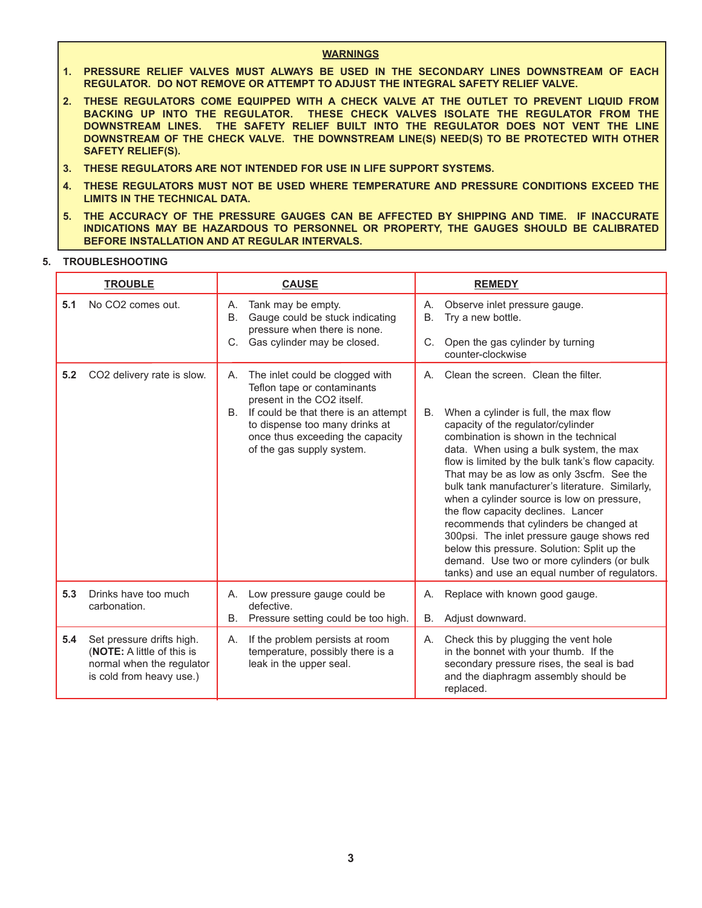**WARNINGS**

1. **PRESSURE RELIEF VALVES MUST ALWAYS BE USED IN THE SECONDARY LINES DOWNSTREAM OF EACH REGULATOR. DO NOT REMOVE OR ATTEMPT TO ADJUST THE INTEGRAL SAFETY RELIEF VALVE.**
2. **THESE REGULATORS COME EQUIPPED WITH A CHECK VALVE AT THE OUTLET TO PREVENT LIQUID FROM BACKING UP INTO THE REGULATOR. THESE CHECK VALVES ISOLATE THE REGULATOR FROM THE DOWNSTREAM LINES. THE SAFETY RELIEF BUILT INTO THE REGULATOR DOES NOT VENT THE LINE DOWNSTREAM OF THE CHECK VALVE. THE DOWNSTREAM LINE(S) NEED(S) TO BE PROTECTED WITH OTHER SAFETY RELIEF(S).**
3. **THESE REGULATORS ARE NOT INTENDED FOR USE IN LIFE SUPPORT SYSTEMS.**
4. **THESE REGULATORS MUST NOT BE USED WHERE TEMPERATURE AND PRESSURE CONDITIONS EXCEED THE LIMITS IN THE TECHNICAL DATA.**
5. **THE ACCURACY OF THE PRESSURE GAUGES CAN BE AFFECTED BY SHIPPING AND TIME. IF INACCURATE INDICATIONS MAY BE HAZARDOUS TO PERSONNEL OR PROPERTY, THE GAUGES SHOULD BE CALIBRATED BEFORE INSTALLATION AND AT REGULAR INTERVALS.**

## 5. TROUBLESHOOTING

| TROUBLE | CAUSE | REMEDY |
|---|---|---|
| **5.1** No $CO_2$ comes out. | A. Tank may be empty.<br>B. Gauge could be stuck indicating pressure when there is none.<br>C. Gas cylinder may be closed. | A. Observe inlet pressure gauge.<br>B. Try a new bottle.<br>C. Open the gas cylinder by turning counter-clockwise |
| **5.2** $CO_2$ delivery rate is slow. | A. The inlet could be clogged with Teflon tape or contaminants present in the $CO_2$ itself.<br>B. If could be that there is an attempt to dispense too many drinks at once thus exceeding the capacity of the gas supply system. | A. Clean the screen. Clean the filter.<br>B. When a cylinder is full, the max flow capacity of the regulator/cylinder combination is shown in the technical data. When using a bulk system, the max flow is limited by the bulk tank's flow capacity. That may be as low as only 3scfm. See the bulk tank manufacturer's literature. Similarly, when a cylinder source is low on pressure, the flow capacity declines. Lancer recommends that cylinders be changed at 300psi. The inlet pressure gauge shows red below this pressure. Solution: Split up the demand. Use two or more cylinders (or bulk tanks) and use an equal number of regulators. |
| **5.3** Drinks have too much carbonation. | A. Low pressure gauge could be defective.<br>B. Pressure setting could be too high. | A. Replace with known good gauge.<br>B. Adjust downward. |
| **5.4** Set pressure drifts high. (**NOTE:** A little of this is normal when the regulator is cold from heavy use.) | A. If the problem persists at room temperature, possibly there is a leak in the upper seal. | A. Check this by plugging the vent hole in the bonnet with your thumb. If the secondary pressure rises, the seal is bad and the diaphragm assembly should be replaced. |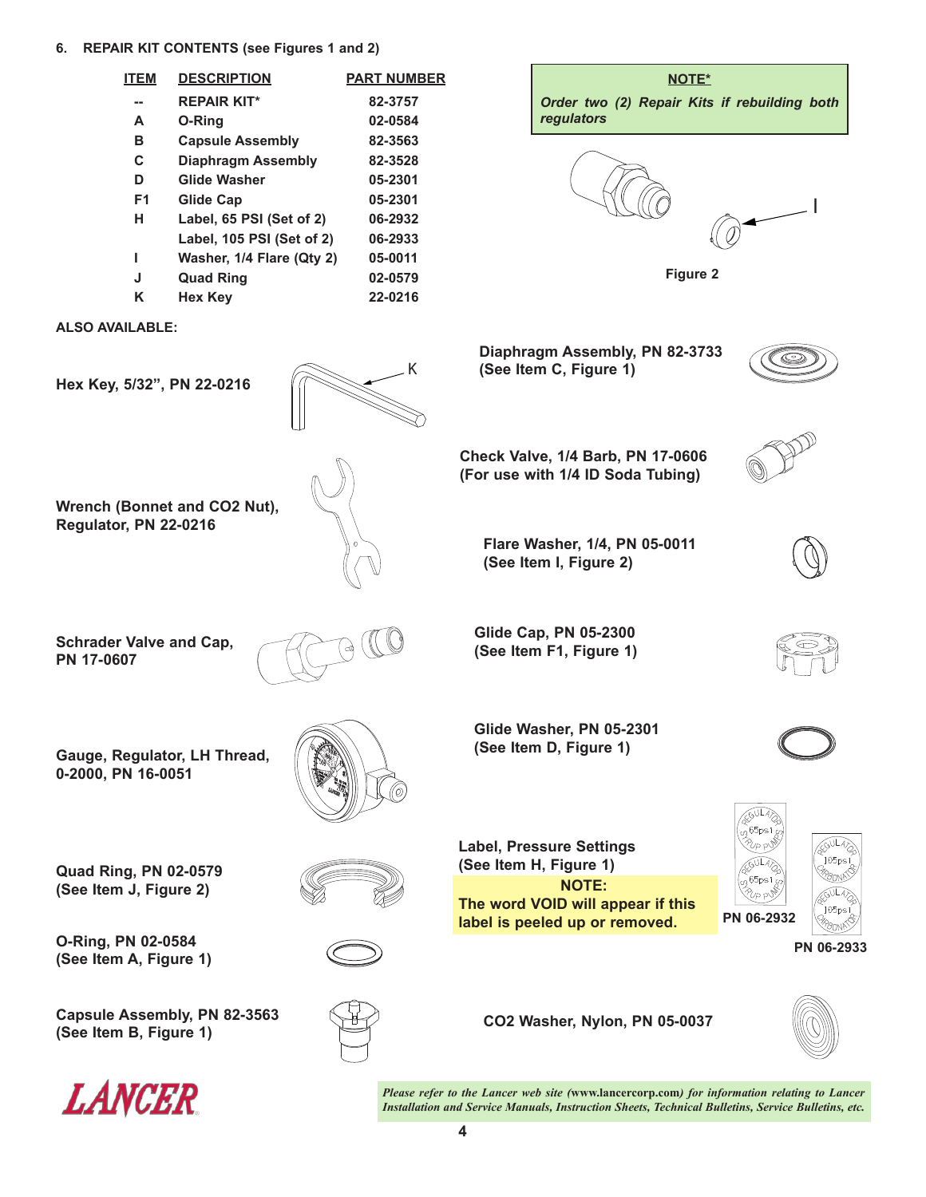## 6. REPAIR KIT CONTENTS (see Figures 1 and 2)

| ITEM | DESCRIPTION | PART NUMBER |
|---|---|---|
| -- | REPAIR KIT* | 82-3757 |
| A | O-Ring | 02-0584 |
| B | Capsule Assembly | 82-3563 |
| C | Diaphragm Assembly | 82-3528 |
| D | Glide Washer | 05-2301 |
| F1 | Glide Cap | 05-2301 |
| H | Label, 65 PSI (Set of 2) | 06-2932 |
| | Label, 105 PSI (Set of 2) | 06-2933 |
| I | Washer, 1/4 Flare (Qty 2) | 05-0011 |
| J | Quad Ring | 02-0579 |
| K | Hex Key | 22-0216 |

**NOTE***

*Order two (2) Repair Kits if rebuilding both regulators*

I

Figure 2

**ALSO AVAILABLE:**

**Hex Key, 5/32", PN 22-0216**

K

**Wrench (Bonnet and CO2 Nut), Regulator, PN 22-0216**

**Schrader Valve and Cap, PN 17-0607**

**Gauge, Regulator, LH Thread, 0-2000, PN 16-0051**

**Quad Ring, PN 02-0579 (See Item J, Figure 2)**

**O-Ring, PN 02-0584 (See Item A, Figure 1)**

**Capsule Assembly, PN 82-3563 (See Item B, Figure 1)**

**Diaphragm Assembly, PN 82-3733 (See Item C, Figure 1)**

**Check Valve, 1/4 Barb, PN 17-0606 (For use with 1/4 ID Soda Tubing)**

**Flare Washer, 1/4, PN 05-0011 (See Item I, Figure 2)**

**Glide Cap, PN 05-2300 (See Item F1, Figure 1)**

**Glide Washer, PN 05-2301 (See Item D, Figure 1)**

**Label, Pressure Settings (See Item H, Figure 1)**

**NOTE:**
**The word VOID will appear if this label is peeled up or removed.**

**PN 06-2932**

**PN 06-2933**

**CO2 Washer, Nylon, PN 05-0037**

*Please refer to the Lancer web site (www.lancercorp.com) for information relating to Lancer Installation and Service Manuals, Instruction Sheets, Technical Bulletins, Service Bulletins, etc.*